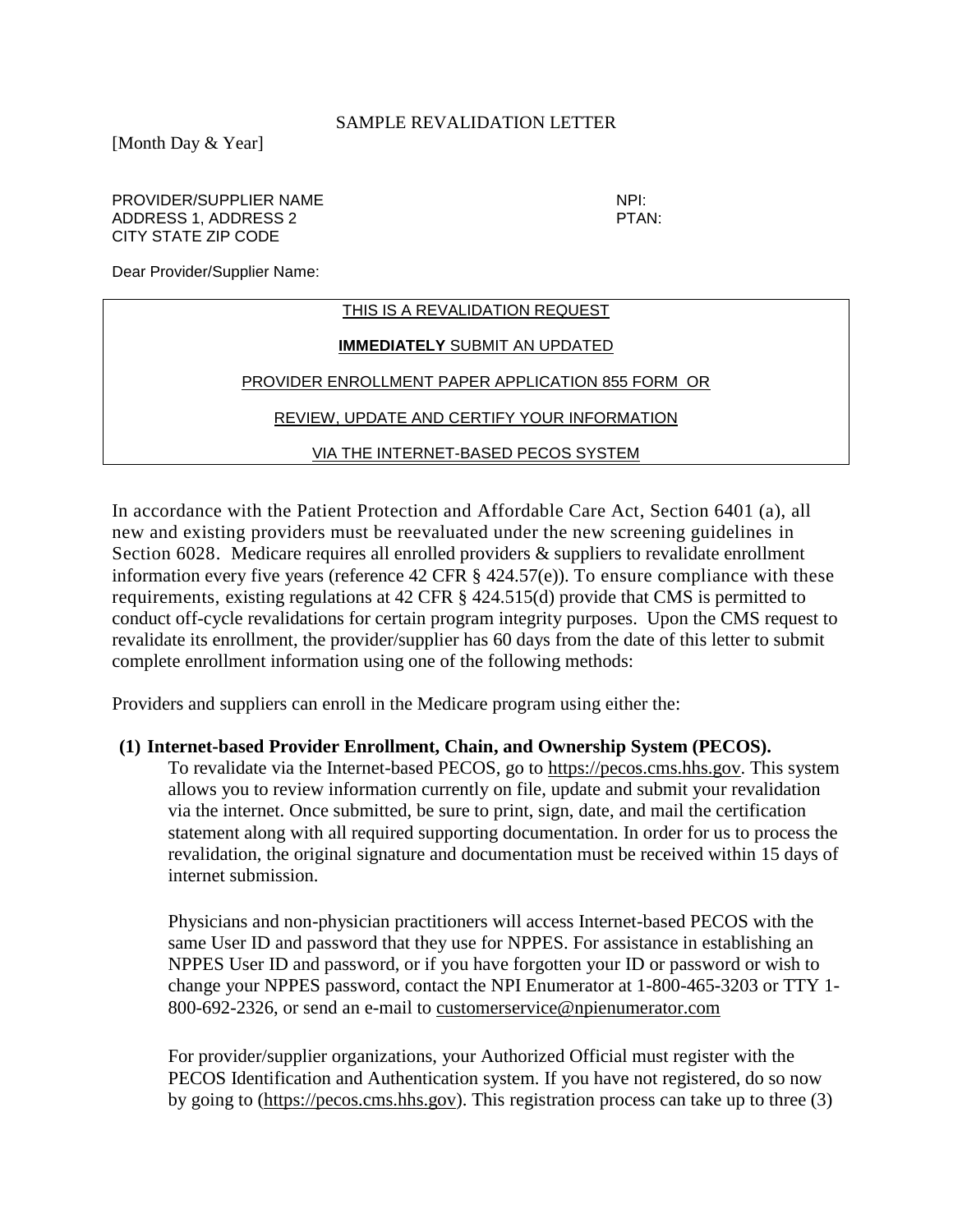SAMPLE REVALIDATION LETTER

[Month Day & Year]

PROVIDER/SUPPLIER NAME
ADDRESS 1, ADDRESS 2
CITY STATE ZIP CODE

NPI:
PTAN:

Dear Provider/Supplier Name:

THIS IS A REVALIDATION REQUEST

**IMMEDIATELY** SUBMIT AN UPDATED

PROVIDER ENROLLMENT PAPER APPLICATION 855 FORM OR

REVIEW, UPDATE AND CERTIFY YOUR INFORMATION

VIA THE INTERNET-BASED PECOS SYSTEM

In accordance with the Patient Protection and Affordable Care Act, Section 6401 (a), all new and existing providers must be reevaluated under the new screening guidelines in Section 6028. Medicare requires all enrolled providers & suppliers to revalidate enrollment information every five years (reference 42 CFR § 424.57(e)). To ensure compliance with these requirements, existing regulations at 42 CFR § 424.515(d) provide that CMS is permitted to conduct off-cycle revalidations for certain program integrity purposes. Upon the CMS request to revalidate its enrollment, the provider/supplier has 60 days from the date of this letter to submit complete enrollment information using one of the following methods:

Providers and suppliers can enroll in the Medicare program using either the:

**(1) Internet-based Provider Enrollment, Chain, and Ownership System (PECOS).**

To revalidate via the Internet-based PECOS, go to https://pecos.cms.hhs.gov. This system allows you to review information currently on file, update and submit your revalidation via the internet. Once submitted, be sure to print, sign, date, and mail the certification statement along with all required supporting documentation. In order for us to process the revalidation, the original signature and documentation must be received within 15 days of internet submission.

Physicians and non-physician practitioners will access Internet-based PECOS with the same User ID and password that they use for NPPES. For assistance in establishing an NPPES User ID and password, or if you have forgotten your ID or password or wish to change your NPPES password, contact the NPI Enumerator at 1-800-465-3203 or TTY 1-800-692-2326, or send an e-mail to customerservice@npienumerator.com

For provider/supplier organizations, your Authorized Official must register with the PECOS Identification and Authentication system. If you have not registered, do so now by going to (https://pecos.cms.hhs.gov). This registration process can take up to three (3)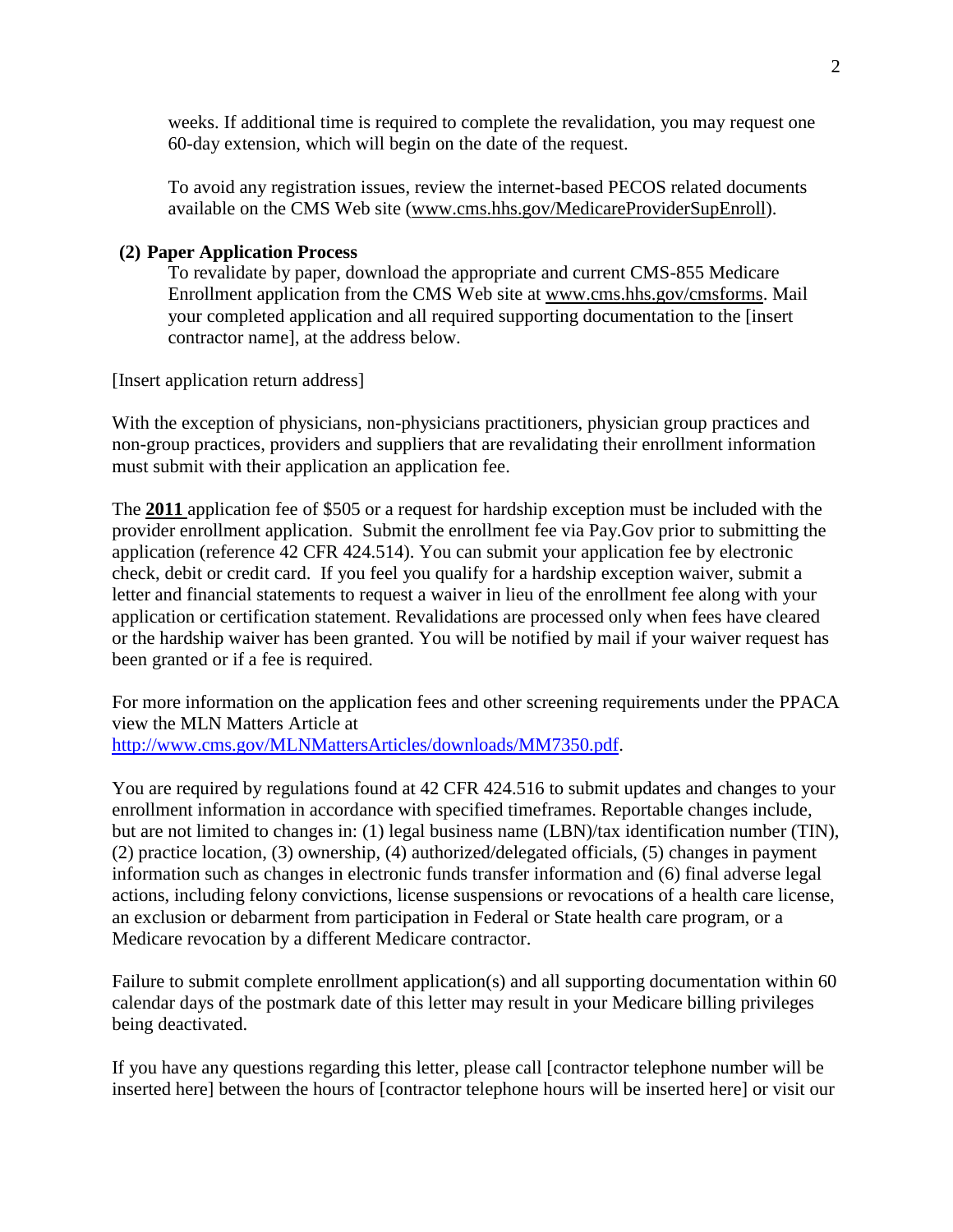weeks. If additional time is required to complete the revalidation, you may request one 60-day extension, which will begin on the date of the request.

To avoid any registration issues, review the internet-based PECOS related documents available on the CMS Web site (www.cms.hhs.gov/MedicareProviderSupEnroll).

**(2) Paper Application Process**

To revalidate by paper, download the appropriate and current CMS-855 Medicare Enrollment application from the CMS Web site at www.cms.hhs.gov/cmsforms. Mail your completed application and all required supporting documentation to the [insert contractor name], at the address below.

[Insert application return address]

With the exception of physicians, non-physicians practitioners, physician group practices and non-group practices, providers and suppliers that are revalidating their enrollment information must submit with their application an application fee.

The **2011** application fee of $505 or a request for hardship exception must be included with the provider enrollment application. Submit the enrollment fee via Pay.Gov prior to submitting the application (reference 42 CFR 424.514). You can submit your application fee by electronic check, debit or credit card. If you feel you qualify for a hardship exception waiver, submit a letter and financial statements to request a waiver in lieu of the enrollment fee along with your application or certification statement. Revalidations are processed only when fees have cleared or the hardship waiver has been granted. You will be notified by mail if your waiver request has been granted or if a fee is required.

For more information on the application fees and other screening requirements under the PPACA view the MLN Matters Article at http://www.cms.gov/MLNMattersArticles/downloads/MM7350.pdf.

You are required by regulations found at 42 CFR 424.516 to submit updates and changes to your enrollment information in accordance with specified timeframes. Reportable changes include, but are not limited to changes in: (1) legal business name (LBN)/tax identification number (TIN), (2) practice location, (3) ownership, (4) authorized/delegated officials, (5) changes in payment information such as changes in electronic funds transfer information and (6) final adverse legal actions, including felony convictions, license suspensions or revocations of a health care license, an exclusion or debarment from participation in Federal or State health care program, or a Medicare revocation by a different Medicare contractor.

Failure to submit complete enrollment application(s) and all supporting documentation within 60 calendar days of the postmark date of this letter may result in your Medicare billing privileges being deactivated.

If you have any questions regarding this letter, please call [contractor telephone number will be inserted here] between the hours of [contractor telephone hours will be inserted here] or visit our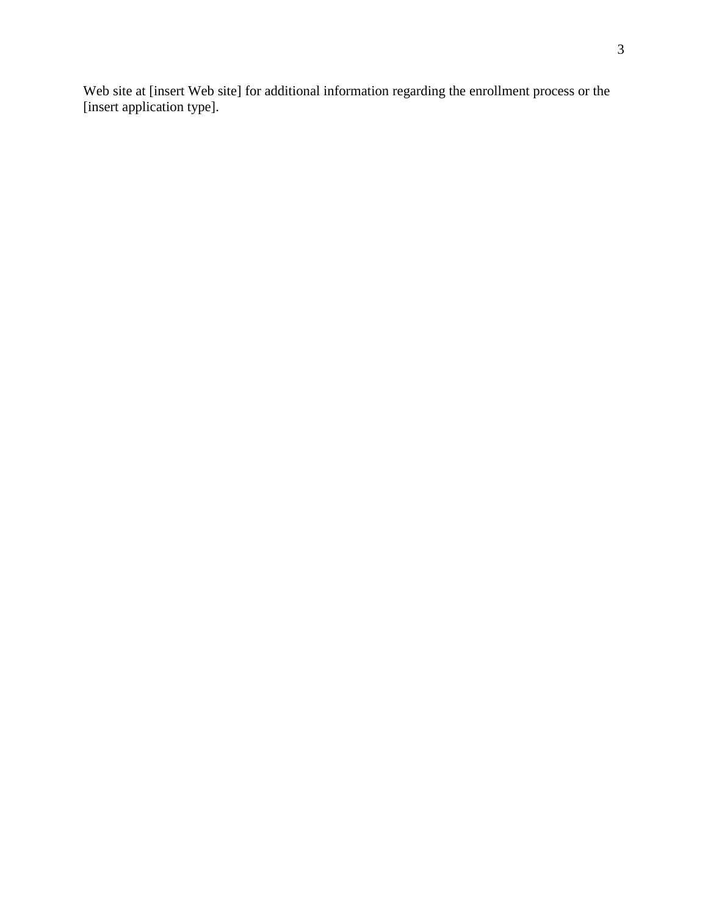Web site at [insert Web site] for additional information regarding the enrollment process or the [insert application type].